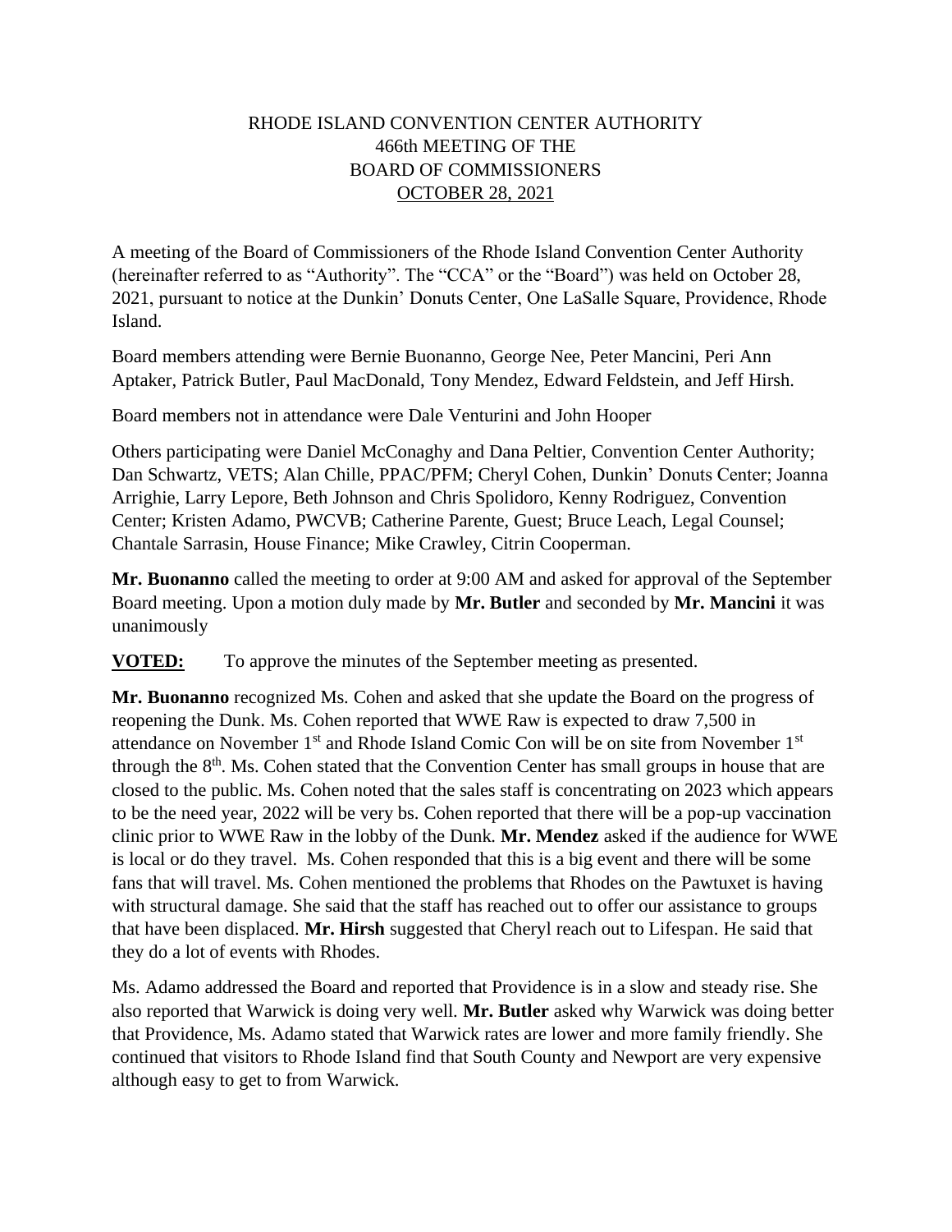# RHODE ISLAND CONVENTION CENTER AUTHORITY
## 466th MEETING OF THE
## BOARD OF COMMISSIONERS
## OCTOBER 28, 2021

A meeting of the Board of Commissioners of the Rhode Island Convention Center Authority (hereinafter referred to as "Authority". The "CCA" or the "Board") was held on October 28, 2021, pursuant to notice at the Dunkin' Donuts Center, One LaSalle Square, Providence, Rhode Island.

Board members attending were Bernie Buonanno, George Nee, Peter Mancini, Peri Ann Aptaker, Patrick Butler, Paul MacDonald, Tony Mendez, Edward Feldstein, and Jeff Hirsh.

Board members not in attendance were Dale Venturini and John Hooper

Others participating were Daniel McConaghy and Dana Peltier, Convention Center Authority; Dan Schwartz, VETS; Alan Chille, PPAC/PFM; Cheryl Cohen, Dunkin' Donuts Center; Joanna Arrighie, Larry Lepore, Beth Johnson and Chris Spolidoro, Kenny Rodriguez, Convention Center; Kristen Adamo, PWCVB; Catherine Parente, Guest; Bruce Leach, Legal Counsel; Chantale Sarrasin, House Finance; Mike Crawley, Citrin Cooperman.

**Mr. Buonanno** called the meeting to order at 9:00 AM and asked for approval of the September Board meeting. Upon a motion duly made by **Mr. Butler** and seconded by **Mr. Mancini** it was unanimously

**VOTED:** To approve the minutes of the September meeting as presented.

**Mr. Buonanno** recognized Ms. Cohen and asked that she update the Board on the progress of reopening the Dunk. Ms. Cohen reported that WWE Raw is expected to draw 7,500 in attendance on November 1st and Rhode Island Comic Con will be on site from November 1st through the 8th. Ms. Cohen stated that the Convention Center has small groups in house that are closed to the public. Ms. Cohen noted that the sales staff is concentrating on 2023 which appears to be the need year, 2022 will be very bs. Cohen reported that there will be a pop-up vaccination clinic prior to WWE Raw in the lobby of the Dunk. **Mr. Mendez** asked if the audience for WWE is local or do they travel. Ms. Cohen responded that this is a big event and there will be some fans that will travel. Ms. Cohen mentioned the problems that Rhodes on the Pawtuxet is having with structural damage. She said that the staff has reached out to offer our assistance to groups that have been displaced. **Mr. Hirsh** suggested that Cheryl reach out to Lifespan. He said that they do a lot of events with Rhodes.

Ms. Adamo addressed the Board and reported that Providence is in a slow and steady rise. She also reported that Warwick is doing very well. **Mr. Butler** asked why Warwick was doing better that Providence, Ms. Adamo stated that Warwick rates are lower and more family friendly. She continued that visitors to Rhode Island find that South County and Newport are very expensive although easy to get to from Warwick.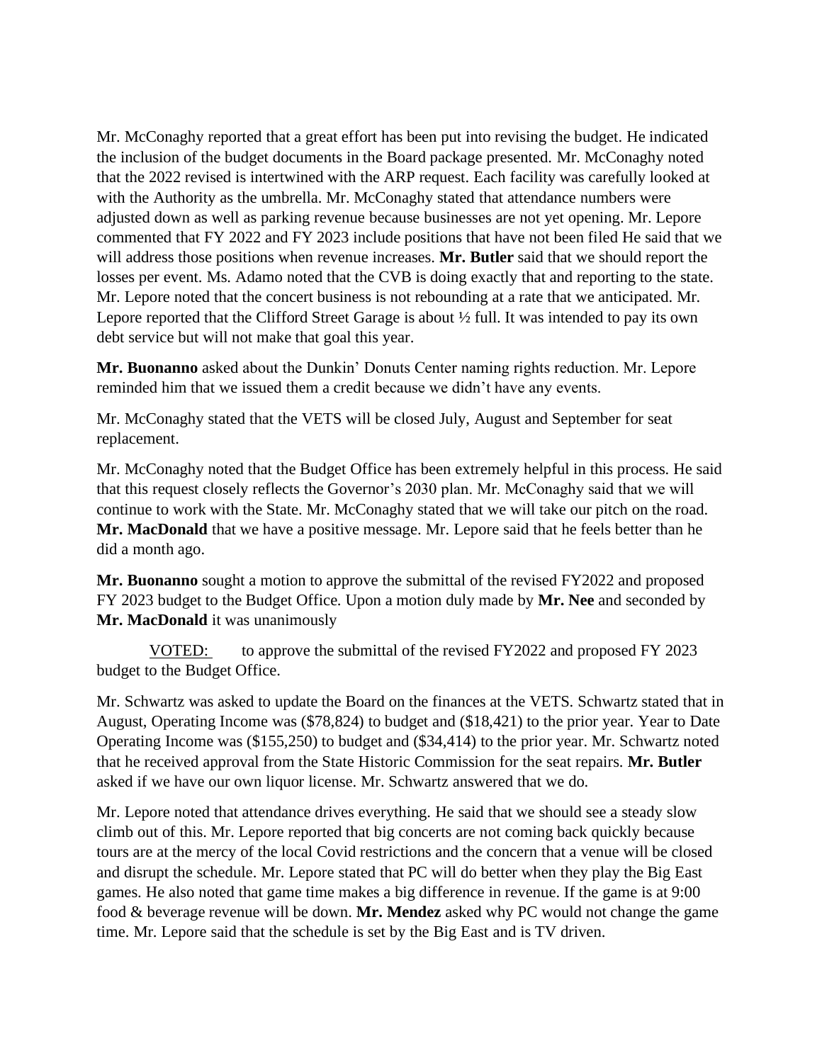Mr. McConaghy reported that a great effort has been put into revising the budget. He indicated the inclusion of the budget documents in the Board package presented. Mr. McConaghy noted that the 2022 revised is intertwined with the ARP request. Each facility was carefully looked at with the Authority as the umbrella. Mr. McConaghy stated that attendance numbers were adjusted down as well as parking revenue because businesses are not yet opening. Mr. Lepore commented that FY 2022 and FY 2023 include positions that have not been filed He said that we will address those positions when revenue increases. **Mr. Butler** said that we should report the losses per event. Ms. Adamo noted that the CVB is doing exactly that and reporting to the state. Mr. Lepore noted that the concert business is not rebounding at a rate that we anticipated. Mr. Lepore reported that the Clifford Street Garage is about ½ full. It was intended to pay its own debt service but will not make that goal this year.

**Mr. Buonanno** asked about the Dunkin' Donuts Center naming rights reduction. Mr. Lepore reminded him that we issued them a credit because we didn't have any events.

Mr. McConaghy stated that the VETS will be closed July, August and September for seat replacement.

Mr. McConaghy noted that the Budget Office has been extremely helpful in this process. He said that this request closely reflects the Governor's 2030 plan. Mr. McConaghy said that we will continue to work with the State. Mr. McConaghy stated that we will take our pitch on the road. **Mr. MacDonald** that we have a positive message. Mr. Lepore said that he feels better than he did a month ago.

**Mr. Buonanno** sought a motion to approve the submittal of the revised FY2022 and proposed FY 2023 budget to the Budget Office. Upon a motion duly made by **Mr. Nee** and seconded by **Mr. MacDonald** it was unanimously

VOTED: to approve the submittal of the revised FY2022 and proposed FY 2023 budget to the Budget Office.

Mr. Schwartz was asked to update the Board on the finances at the VETS. Schwartz stated that in August, Operating Income was ($78,824) to budget and ($18,421) to the prior year. Year to Date Operating Income was ($155,250) to budget and ($34,414) to the prior year. Mr. Schwartz noted that he received approval from the State Historic Commission for the seat repairs. **Mr. Butler** asked if we have our own liquor license. Mr. Schwartz answered that we do.

Mr. Lepore noted that attendance drives everything. He said that we should see a steady slow climb out of this. Mr. Lepore reported that big concerts are not coming back quickly because tours are at the mercy of the local Covid restrictions and the concern that a venue will be closed and disrupt the schedule. Mr. Lepore stated that PC will do better when they play the Big East games. He also noted that game time makes a big difference in revenue. If the game is at 9:00 food & beverage revenue will be down. **Mr. Mendez** asked why PC would not change the game time. Mr. Lepore said that the schedule is set by the Big East and is TV driven.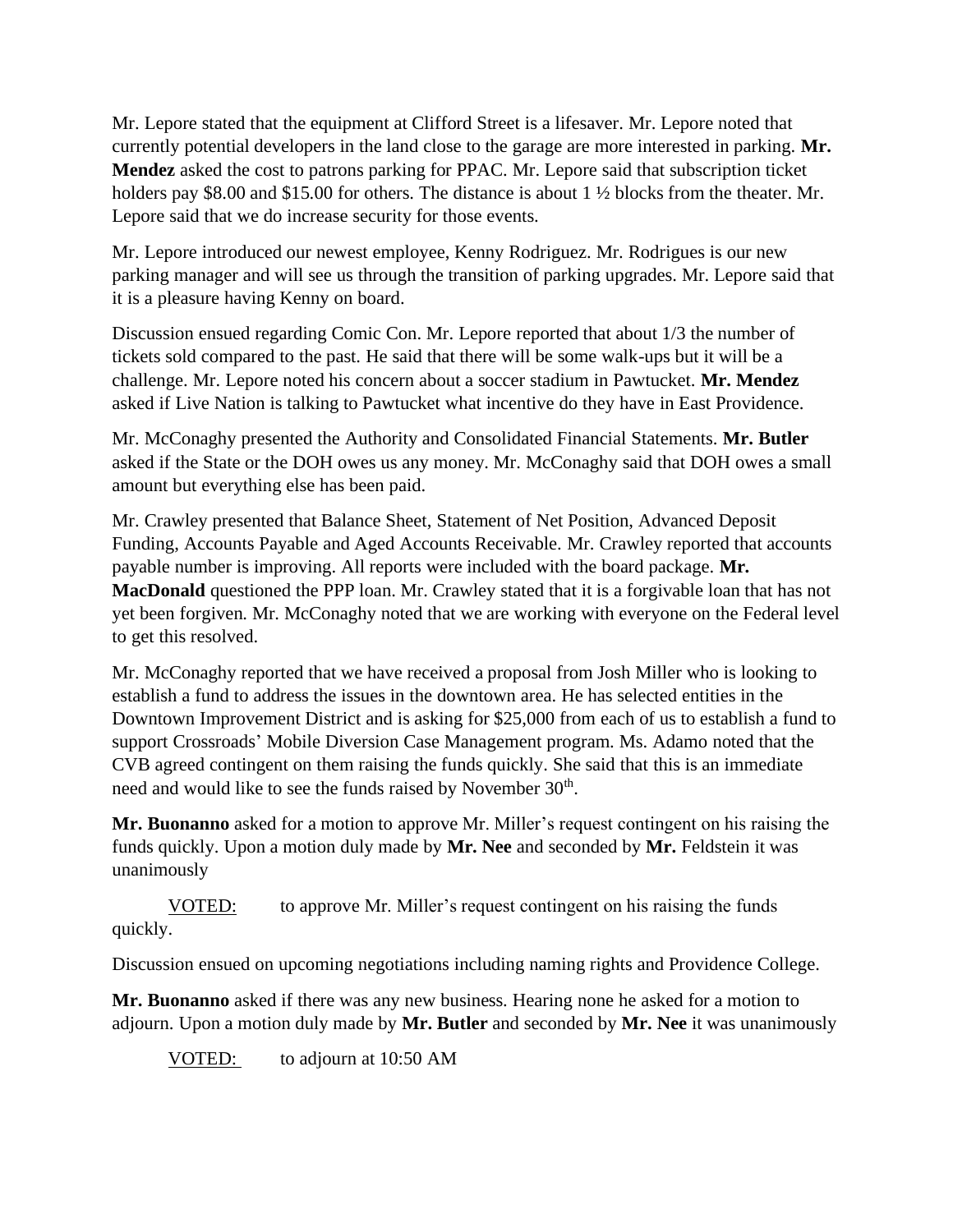Mr. Lepore stated that the equipment at Clifford Street is a lifesaver. Mr. Lepore noted that currently potential developers in the land close to the garage are more interested in parking. **Mr. Mendez** asked the cost to patrons parking for PPAC. Mr. Lepore said that subscription ticket holders pay $8.00 and $15.00 for others. The distance is about 1 ½ blocks from the theater. Mr. Lepore said that we do increase security for those events.

Mr. Lepore introduced our newest employee, Kenny Rodriguez. Mr. Rodrigues is our new parking manager and will see us through the transition of parking upgrades. Mr. Lepore said that it is a pleasure having Kenny on board.

Discussion ensued regarding Comic Con. Mr. Lepore reported that about 1/3 the number of tickets sold compared to the past. He said that there will be some walk-ups but it will be a challenge. Mr. Lepore noted his concern about a soccer stadium in Pawtucket. **Mr. Mendez** asked if Live Nation is talking to Pawtucket what incentive do they have in East Providence.

Mr. McConaghy presented the Authority and Consolidated Financial Statements. **Mr. Butler** asked if the State or the DOH owes us any money. Mr. McConaghy said that DOH owes a small amount but everything else has been paid.

Mr. Crawley presented that Balance Sheet, Statement of Net Position, Advanced Deposit Funding, Accounts Payable and Aged Accounts Receivable. Mr. Crawley reported that accounts payable number is improving. All reports were included with the board package. **Mr. MacDonald** questioned the PPP loan. Mr. Crawley stated that it is a forgivable loan that has not yet been forgiven. Mr. McConaghy noted that we are working with everyone on the Federal level to get this resolved.

Mr. McConaghy reported that we have received a proposal from Josh Miller who is looking to establish a fund to address the issues in the downtown area. He has selected entities in the Downtown Improvement District and is asking for $25,000 from each of us to establish a fund to support Crossroads' Mobile Diversion Case Management program. Ms. Adamo noted that the CVB agreed contingent on them raising the funds quickly. She said that this is an immediate need and would like to see the funds raised by November 30th.

**Mr. Buonanno** asked for a motion to approve Mr. Miller's request contingent on his raising the funds quickly. Upon a motion duly made by **Mr. Nee** and seconded by **Mr.** Feldstein it was unanimously

VOTED: to approve Mr. Miller's request contingent on his raising the funds quickly.

Discussion ensued on upcoming negotiations including naming rights and Providence College.

**Mr. Buonanno** asked if there was any new business. Hearing none he asked for a motion to adjourn. Upon a motion duly made by **Mr. Butler** and seconded by **Mr. Nee** it was unanimously

VOTED: to adjourn at 10:50 AM